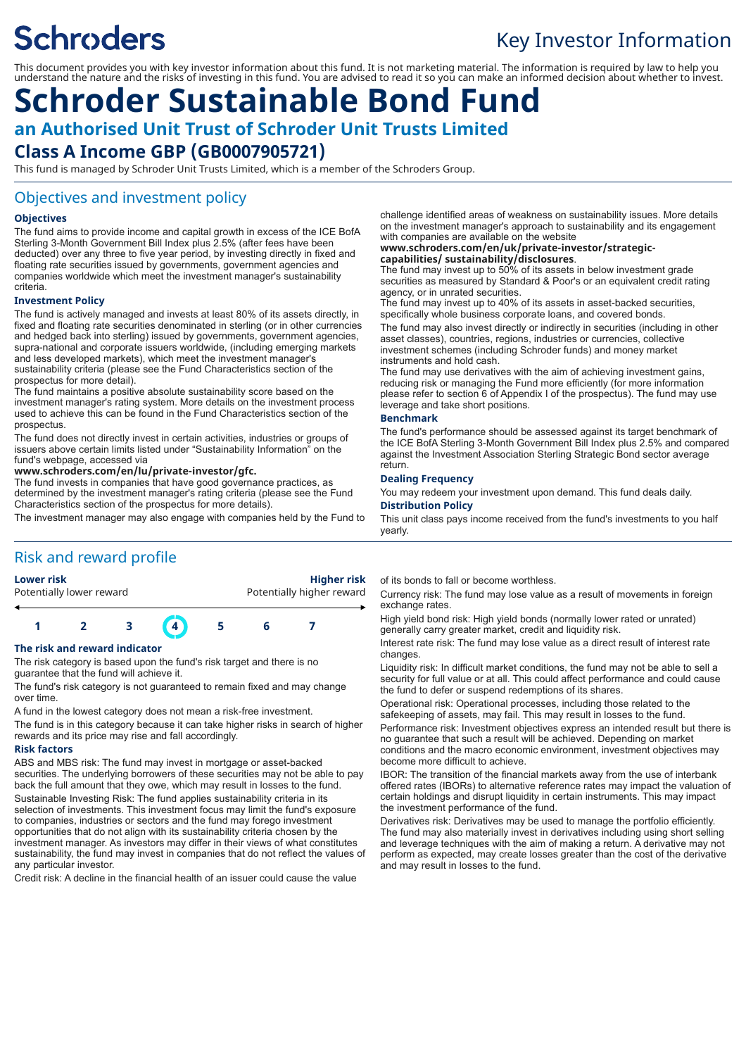Schroders

# Key Investor Information

This document provides you with key investor information about this fund. It is not marketing material. The information is required by law to help you understand the nature and the risks of investing in this fund. You are advised to read it so you can make an informed decision about whether to invest.

# Schroder Sustainable Bond Fund

## an Authorised Unit Trust of Schroder Unit Trusts Limited

## Class A Income GBP (GB0007905721)

This fund is managed by Schroder Unit Trusts Limited, which is a member of the Schroders Group.

## Objectives and investment policy

### Objectives

The fund aims to provide income and capital growth in excess of the ICE BofA Sterling 3-Month Government Bill Index plus 2.5% (after fees have been deducted) over any three to five year period, by investing directly in fixed and floating rate securities issued by governments, government agencies and companies worldwide which meet the investment manager's sustainability criteria.

### Investment Policy

The fund is actively managed and invests at least 80% of its assets directly, in fixed and floating rate securities denominated in sterling (or in other currencies and hedged back into sterling) issued by governments, government agencies, supra-national and corporate issuers worldwide, (including emerging markets and less developed markets), which meet the investment manager's sustainability criteria (please see the Fund Characteristics section of the prospectus for more detail).

The fund maintains a positive absolute sustainability score based on the investment manager's rating system. More details on the investment process used to achieve this can be found in the Fund Characteristics section of the prospectus.

The fund does not directly invest in certain activities, industries or groups of issuers above certain limits listed under "Sustainability Information" on the fund's webpage, accessed via

**www.schroders.com/en/lu/private-investor/gfc.**

The fund invests in companies that have good governance practices, as determined by the investment manager's rating criteria (please see the Fund Characteristics section of the prospectus for more details).

The investment manager may also engage with companies held by the Fund to challenge identified areas of weakness on sustainability issues. More details on the investment manager's approach to sustainability and its engagement with companies are available on the website

**www.schroders.com/en/uk/private-investor/strategic-capabilities/ sustainability/disclosures**.

The fund may invest up to 50% of its assets in below investment grade securities as measured by Standard & Poor's or an equivalent credit rating agency, or in unrated securities.

The fund may invest up to 40% of its assets in asset-backed securities, specifically whole business corporate loans, and covered bonds.

The fund may also invest directly or indirectly in securities (including in other asset classes), countries, regions, industries or currencies, collective investment schemes (including Schroder funds) and money market instruments and hold cash.

The fund may use derivatives with the aim of achieving investment gains, reducing risk or managing the Fund more efficiently (for more information please refer to section 6 of Appendix I of the prospectus). The fund may use leverage and take short positions.

### Benchmark

The fund's performance should be assessed against its target benchmark of the ICE BofA Sterling 3-Month Government Bill Index plus 2.5% and compared against the Investment Association Sterling Strategic Bond sector average return.

### Dealing Frequency

You may redeem your investment upon demand. This fund deals daily.

### Distribution Policy

This unit class pays income received from the fund's investments to you half yearly.

## Risk and reward profile

| **Lower risk** | | | | | | **Higher risk** |
|---|---|---|---|---|---|---|
| Potentially lower reward | | | | | | Potentially higher reward |
| 1 | 2 | 3 | **4** | 5 | 6 | 7 |

### The risk and reward indicator

The risk category is based upon the fund's risk target and there is no guarantee that the fund will achieve it.

The fund's risk category is not guaranteed to remain fixed and may change over time.

A fund in the lowest category does not mean a risk-free investment.

The fund is in this category because it can take higher risks in search of higher rewards and its price may rise and fall accordingly.

### Risk factors

ABS and MBS risk: The fund may invest in mortgage or asset-backed securities. The underlying borrowers of these securities may not be able to pay back the full amount that they owe, which may result in losses to the fund.

Sustainable Investing Risk: The fund applies sustainability criteria in its selection of investments. This investment focus may limit the fund's exposure to companies, industries or sectors and the fund may forego investment opportunities that do not align with its sustainability criteria chosen by the investment manager. As investors may differ in their views of what constitutes sustainability, the fund may invest in companies that do not reflect the values of any particular investor.

Credit risk: A decline in the financial health of an issuer could cause the value of its bonds to fall or become worthless.

Currency risk: The fund may lose value as a result of movements in foreign exchange rates.

High yield bond risk: High yield bonds (normally lower rated or unrated) generally carry greater market, credit and liquidity risk.

Interest rate risk: The fund may lose value as a direct result of interest rate changes.

Liquidity risk: In difficult market conditions, the fund may not be able to sell a security for full value or at all. This could affect performance and could cause the fund to defer or suspend redemptions of its shares.

Operational risk: Operational processes, including those related to the safekeeping of assets, may fail. This may result in losses to the fund.

Performance risk: Investment objectives express an intended result but there is no guarantee that such a result will be achieved. Depending on market conditions and the macro economic environment, investment objectives may become more difficult to achieve.

IBOR: The transition of the financial markets away from the use of interbank offered rates (IBORs) to alternative reference rates may impact the valuation of certain holdings and disrupt liquidity in certain instruments. This may impact the investment performance of the fund.

Derivatives risk: Derivatives may be used to manage the portfolio efficiently. The fund may also materially invest in derivatives including using short selling and leverage techniques with the aim of making a return. A derivative may not perform as expected, may create losses greater than the cost of the derivative and may result in losses to the fund.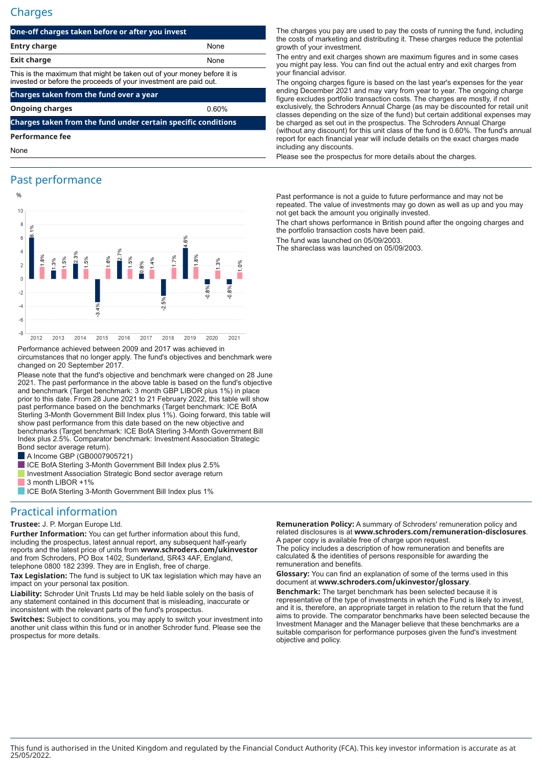## Charges

| One-off charges taken before or after you invest | |
|---|---|
| **Entry charge** | None |
| **Exit charge** | None |
| This is the maximum that might be taken out of your money before it is invested or before the proceeds of your investment are paid out. | |
| **Charges taken from the fund over a year** | |
| **Ongoing charges** | 0.60% |
| **Charges taken from the fund under certain specific conditions** | |
| **Performance fee** | |
| None | |

The charges you pay are used to pay the costs of running the fund, including the costs of marketing and distributing it. These charges reduce the potential growth of your investment.

The entry and exit charges shown are maximum figures and in some cases you might pay less. You can find out the actual entry and exit charges from your financial advisor.

The ongoing charges figure is based on the last year's expenses for the year ending December 2021 and may vary from year to year. The ongoing charge figure excludes portfolio transaction costs. The charges are mostly, if not exclusively, the Schroders Annual Charge (as may be discounted for retail unit classes depending on the size of the fund) but certain additional expenses may be charged as set out in the prospectus. The Schroders Annual Charge (without any discount) for this unit class of the fund is 0.60%. The fund's annual report for each financial year will include details on the exact charges made including any discounts.

Please see the prospectus for more details about the charges.

## Past performance

%

10
8
6
4
2
0
-2
-4
-6
-8

6.1% 1.8% 1.3% 1.5% 2.3% 1.5% -3.4% 1.6% 2.7% 1.5% 0.8% 1.4% -2.5% 1.7% 4.6% 1.8% -0.8% 1.3% -0.8% 1.0%

2012 2013 2014 2015 2016 2017 2018 2019 2020 2021

Performance achieved between 2009 and 2017 was achieved in circumstances that no longer apply. The fund's objectives and benchmark were changed on 20 September 2017.

Please note that the fund's objective and benchmark were changed on 28 June 2021. The past performance in the above table is based on the fund's objective and benchmark (Target benchmark: 3 month GBP LIBOR plus 1%) in place prior to this date. From 28 June 2021 to 21 February 2022, this table will show past performance based on the benchmarks (Target benchmark: ICE BofA Sterling 3-Month Government Bill Index plus 1%). Going forward, this table will show past performance from this date based on the new objective and benchmarks (Target benchmark: ICE BofA Sterling 3-Month Government Bill Index plus 2.5%. Comparator benchmark: Investment Association Strategic Bond sector average return).

- A Income GBP (GB0007905721)
- ICE BofA Sterling 3-Month Government Bill Index plus 2.5%
- Investment Association Strategic Bond sector average return
- 3 month LIBOR +1%
- ICE BofA Sterling 3-Month Government Bill Index plus 1%

Past performance is not a guide to future performance and may not be repeated. The value of investments may go down as well as up and you may not get back the amount you originally invested.

The chart shows performance in British pound after the ongoing charges and the portfolio transaction costs have been paid.

The fund was launched on 05/09/2003.
The shareclass was launched on 05/09/2003.

## Practical information

**Trustee:** J. P. Morgan Europe Ltd.

**Further Information:** You can get further information about this fund, including the prospectus, latest annual report, any subsequent half-yearly reports and the latest price of units from **www.schroders.com/ukinvestor** and from Schroders, PO Box 1402, Sunderland, SR43 4AF, England, telephone 0800 182 2399. They are in English, free of charge.

**Tax Legislation:** The fund is subject to UK tax legislation which may have an impact on your personal tax position.

**Liability:** Schroder Unit Trusts Ltd may be held liable solely on the basis of any statement contained in this document that is misleading, inaccurate or inconsistent with the relevant parts of the fund's prospectus.

**Switches:** Subject to conditions, you may apply to switch your investment into another unit class within this fund or in another Schroder fund. Please see the prospectus for more details.

**Remuneration Policy:** A summary of Schroders' remuneration policy and related disclosures is at **www.schroders.com/remuneration-disclosures**. A paper copy is available free of charge upon request.
The policy includes a description of how remuneration and benefits are calculated & the identities of persons responsible for awarding the remuneration and benefits.

**Glossary:** You can find an explanation of some of the terms used in this document at **www.schroders.com/ukinvestor/glossary**.

**Benchmark:** The target benchmark has been selected because it is representative of the type of investments in which the Fund is likely to invest, and it is, therefore, an appropriate target in relation to the return that the fund aims to provide. The comparator benchmarks have been selected because the Investment Manager and the Manager believe that these benchmarks are a suitable comparison for performance purposes given the fund's investment objective and policy.

This fund is authorised in the United Kingdom and regulated by the Financial Conduct Authority (FCA). This key investor information is accurate as at 25/05/2022.